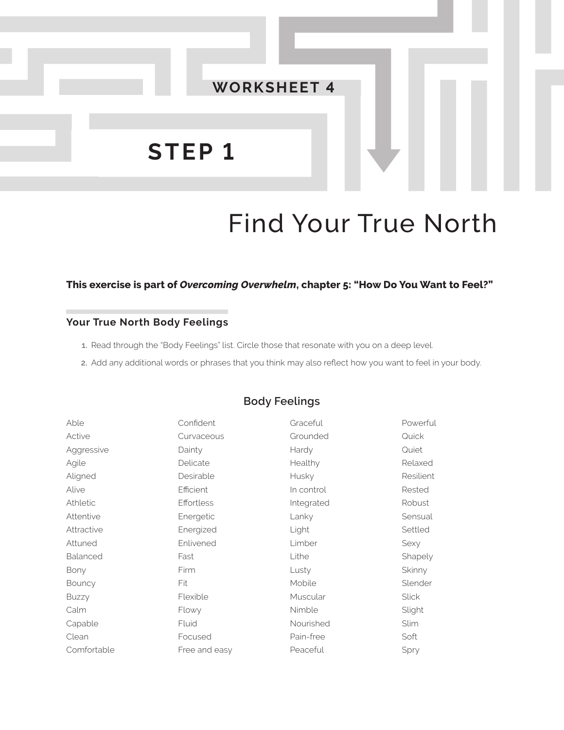## WORKSHEET 4

# STEP 1

# Find Your True North

**This exercise is part of *Overcoming Overwhelm*, chapter 5: "How Do You Want to Feel?"**

### Your True North Body Feelings

1. Read through the "Body Feelings" list. Circle those that resonate with you on a deep level.
2. Add any additional words or phrases that you think may also reflect how you want to feel in your body.

### Body Feelings

| | | | |
|---|---|---|---|
| Able | Confident | Graceful | Powerful |
| Active | Curvaceous | Grounded | Quick |
| Aggressive | Dainty | Hardy | Quiet |
| Agile | Delicate | Healthy | Relaxed |
| Aligned | Desirable | Husky | Resilient |
| Alive | Efficient | In control | Rested |
| Athletic | Effortless | Integrated | Robust |
| Attentive | Energetic | Lanky | Sensual |
| Attractive | Energized | Light | Settled |
| Attuned | Enlivened | Limber | Sexy |
| Balanced | Fast | Lithe | Shapely |
| Bony | Firm | Lusty | Skinny |
| Bouncy | Fit | Mobile | Slender |
| Buzzy | Flexible | Muscular | Slick |
| Calm | Flowy | Nimble | Slight |
| Capable | Fluid | Nourished | Slim |
| Clean | Focused | Pain-free | Soft |
| Comfortable | Free and easy | Peaceful | Spry |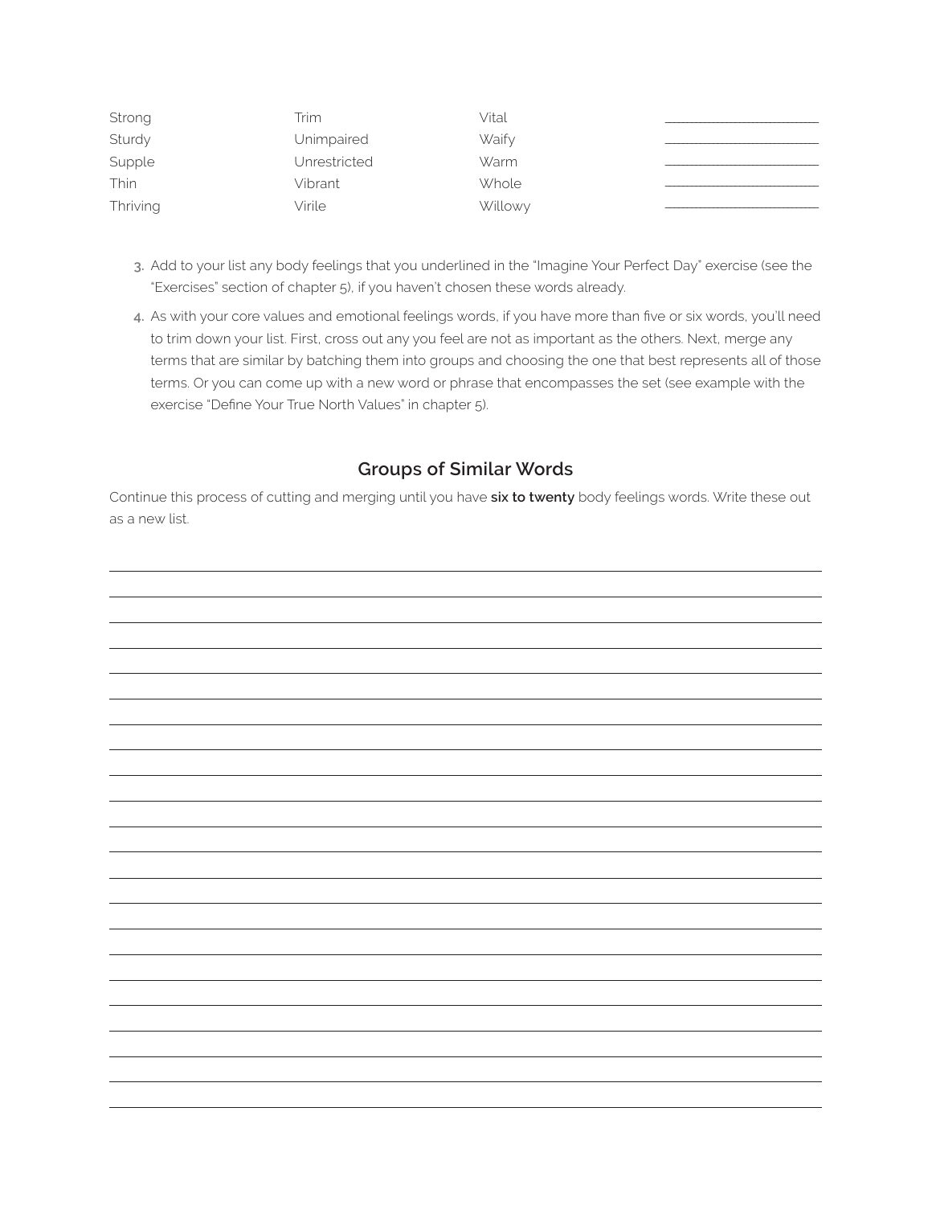| | | | |
|---|---|---|---|
| Strong | Trim | Vital | ____________________ |
| Sturdy | Unimpaired | Waify | ____________________ |
| Supple | Unrestricted | Warm | ____________________ |
| Thin | Vibrant | Whole | ____________________ |
| Thriving | Virile | Willowy | ____________________ |

3. Add to your list any body feelings that you underlined in the "Imagine Your Perfect Day" exercise (see the "Exercises" section of chapter 5), if you haven't chosen these words already.
4. As with your core values and emotional feelings words, if you have more than five or six words, you'll need to trim down your list. First, cross out any you feel are not as important as the others. Next, merge any terms that are similar by batching them into groups and choosing the one that best represents all of those terms. Or you can come up with a new word or phrase that encompasses the set (see example with the exercise "Define Your True North Values" in chapter 5).

## Groups of Similar Words

Continue this process of cutting and merging until you have **six to twenty** body feelings words. Write these out as a new list.

________________________________________________________________________

________________________________________________________________________

________________________________________________________________________

________________________________________________________________________

________________________________________________________________________

________________________________________________________________________

________________________________________________________________________

________________________________________________________________________

________________________________________________________________________

________________________________________________________________________

________________________________________________________________________

________________________________________________________________________

________________________________________________________________________

________________________________________________________________________

________________________________________________________________________

________________________________________________________________________

________________________________________________________________________

________________________________________________________________________

________________________________________________________________________

________________________________________________________________________

________________________________________________________________________

________________________________________________________________________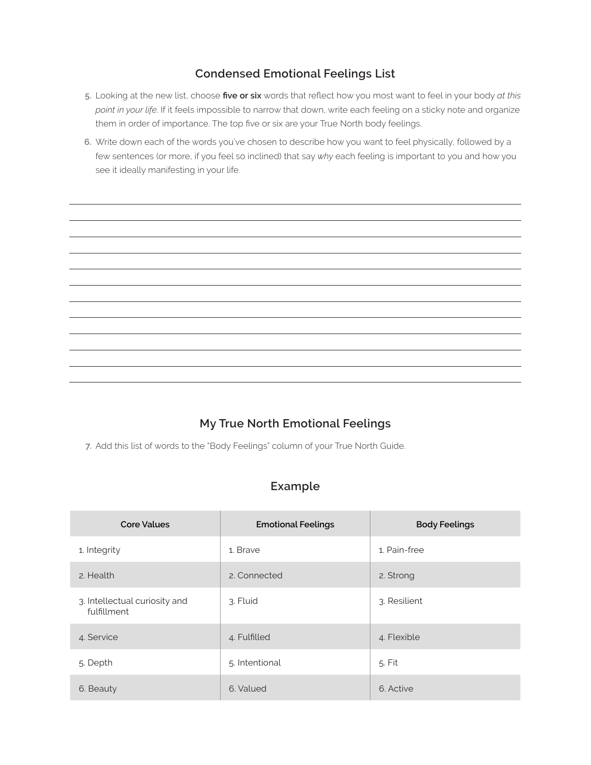## Condensed Emotional Feelings List

5. Looking at the new list, choose **five or six** words that reflect how you most want to feel in your body *at this point in your life*. If it feels impossible to narrow that down, write each feeling on a sticky note and organize them in order of importance. The top five or six are your True North body feelings.
6. Write down each of the words you've chosen to describe how you want to feel physically, followed by a few sentences (or more, if you feel so inclined) that say *why* each feeling is important to you and how you see it ideally manifesting in your life.

## My True North Emotional Feelings

7. Add this list of words to the "Body Feelings" column of your True North Guide.

## Example

| Core Values | Emotional Feelings | Body Feelings |
|---|---|---|
| 1. Integrity | 1. Brave | 1. Pain-free |
| 2. Health | 2. Connected | 2. Strong |
| 3. Intellectual curiosity and fulfillment | 3. Fluid | 3. Resilient |
| 4. Service | 4. Fulfilled | 4. Flexible |
| 5. Depth | 5. Intentional | 5. Fit |
| 6. Beauty | 6. Valued | 6. Active |